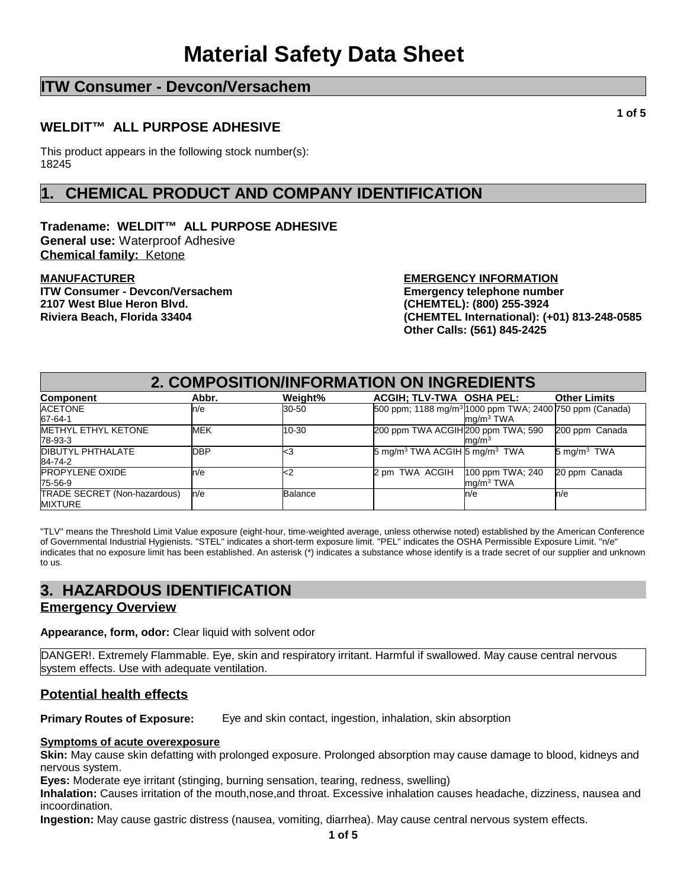# Material Safety Data Sheet

## ITW Consumer - Devcon/Versachem

### WELDIT™ ALL PURPOSE ADHESIVE

This product appears in the following stock number(s):
18245

## 1. CHEMICAL PRODUCT AND COMPANY IDENTIFICATION

**Tradename: WELDIT™ ALL PURPOSE ADHESIVE**
**General use:** Waterproof Adhesive
**Chemical family:** Ketone

**MANUFACTURER**
**ITW Consumer - Devcon/Versachem**
**2107 West Blue Heron Blvd.**
**Riviera Beach, Florida 33404**

**EMERGENCY INFORMATION**
**Emergency telephone number**
**(CHEMTEL): (800) 255-3924**
**(CHEMTEL International): (+01) 813-248-0585**
**Other Calls: (561) 845-2425**

## 2. COMPOSITION/INFORMATION ON INGREDIENTS

| Component | Abbr. | Weight% | ACGIH; TLV-TWA | OSHA PEL: | Other Limits |
|---|---|---|---|---|---|
| ACETONE 67-64-1 | n/e | 30-50 | 500 ppm; 1188 mg/m³ | 1000 ppm TWA; 2400 mg/m³ TWA | 750 ppm (Canada) |
| METHYL ETHYL KETONE 78-93-3 | MEK | 10-30 | 200 ppm TWA ACGIH | 200 ppm TWA; 590 mg/m³ | 200 ppm Canada |
| DIBUTYL PHTHALATE 84-74-2 | DBP | <3 | 5 mg/m³ TWA ACGIH | 5 mg/m³ TWA | 5 mg/m³ TWA |
| PROPYLENE OXIDE 75-56-9 | n/e | <2 | 2 pm TWA ACGIH | 100 ppm TWA; 240 mg/m³ TWA | 20 ppm Canada |
| TRADE SECRET (Non-hazardous) MIXTURE | n/e | Balance | | n/e | n/e |

"TLV" means the Threshold Limit Value exposure (eight-hour, time-weighted average, unless otherwise noted) established by the American Conference of Governmental Industrial Hygienists. "STEL" indicates a short-term exposure limit. "PEL" indicates the OSHA Permissible Exposure Limit. "n/e" indicates that no exposure limit has been established. An asterisk (*) indicates a substance whose identify is a trade secret of our supplier and unknown to us.

## 3. HAZARDOUS IDENTIFICATION

### Emergency Overview

**Appearance, form, odor:** Clear liquid with solvent odor

DANGER!. Extremely Flammable. Eye, skin and respiratory irritant. Harmful if swallowed. May cause central nervous system effects. Use with adequate ventilation.

### Potential health effects

**Primary Routes of Exposure:** Eye and skin contact, ingestion, inhalation, skin absorption

**Symptoms of acute overexposure**

**Skin:** May cause skin defatting with prolonged exposure. Prolonged absorption may cause damage to blood, kidneys and nervous system.
**Eyes:** Moderate eye irritant (stinging, burning sensation, tearing, redness, swelling)
**Inhalation:** Causes irritation of the mouth,nose,and throat. Excessive inhalation causes headache, dizziness, nausea and incoordination.
**Ingestion:** May cause gastric distress (nausea, vomiting, diarrhea). May cause central nervous system effects.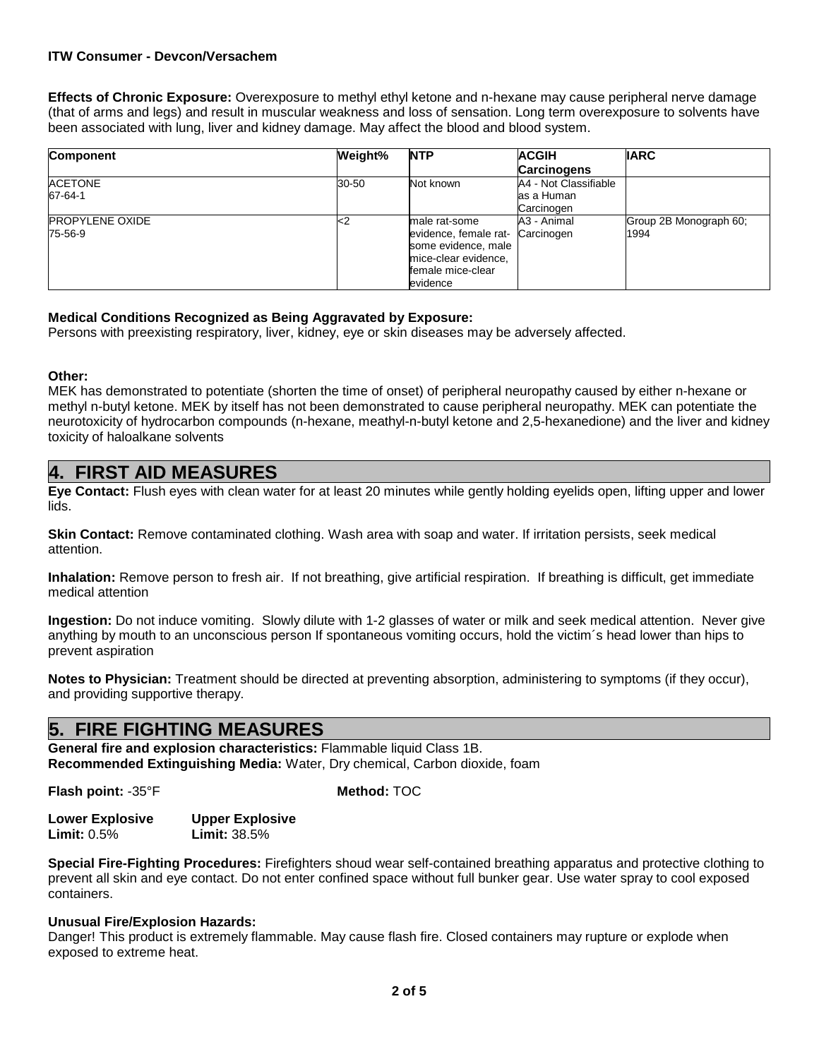**Effects of Chronic Exposure:** Overexposure to methyl ethyl ketone and n-hexane may cause peripheral nerve damage (that of arms and legs) and result in muscular weakness and loss of sensation. Long term overexposure to solvents have been associated with lung, liver and kidney damage. May affect the blood and blood system.

| Component | Weight% | NTP | ACGIH Carcinogens | IARC |
|---|---|---|---|---|
| ACETONE<br>67-64-1 | 30-50 | Not known | A4 - Not Classifiable as a Human Carcinogen | |
| PROPYLENE OXIDE<br>75-56-9 | <2 | male rat-some evidence, female rat-some evidence, male mice-clear evidence, female mice-clear evidence | A3 - Animal Carcinogen | Group 2B Monograph 60; 1994 |

**Medical Conditions Recognized as Being Aggravated by Exposure:**
Persons with preexisting respiratory, liver, kidney, eye or skin diseases may be adversely affected.

**Other:**
MEK has demonstrated to potentiate (shorten the time of onset) of peripheral neuropathy caused by either n-hexane or methyl n-butyl ketone. MEK by itself has not been demonstrated to cause peripheral neuropathy. MEK can potentiate the neurotoxicity of hydrocarbon compounds (n-hexane, meathyl-n-butyl ketone and 2,5-hexanedione) and the liver and kidney toxicity of haloalkane solvents

## 4. FIRST AID MEASURES

**Eye Contact:** Flush eyes with clean water for at least 20 minutes while gently holding eyelids open, lifting upper and lower lids.

**Skin Contact:** Remove contaminated clothing. Wash area with soap and water. If irritation persists, seek medical attention.

**Inhalation:** Remove person to fresh air. If not breathing, give artificial respiration. If breathing is difficult, get immediate medical attention

**Ingestion:** Do not induce vomiting. Slowly dilute with 1-2 glasses of water or milk and seek medical attention. Never give anything by mouth to an unconscious person If spontaneous vomiting occurs, hold the victim´s head lower than hips to prevent aspiration

**Notes to Physician:** Treatment should be directed at preventing absorption, administering to symptoms (if they occur), and providing supportive therapy.

## 5. FIRE FIGHTING MEASURES

**General fire and explosion characteristics:** Flammable liquid Class 1B.
**Recommended Extinguishing Media:** Water, Dry chemical, Carbon dioxide, foam

**Flash point:** -35°F **Method:** TOC

**Lower Explosive Limit:** 0.5% **Upper Explosive Limit:** 38.5%

**Special Fire-Fighting Procedures:** Firefighters shoud wear self-contained breathing apparatus and protective clothing to prevent all skin and eye contact. Do not enter confined space without full bunker gear. Use water spray to cool exposed containers.

**Unusual Fire/Explosion Hazards:**
Danger! This product is extremely flammable. May cause flash fire. Closed containers may rupture or explode when exposed to extreme heat.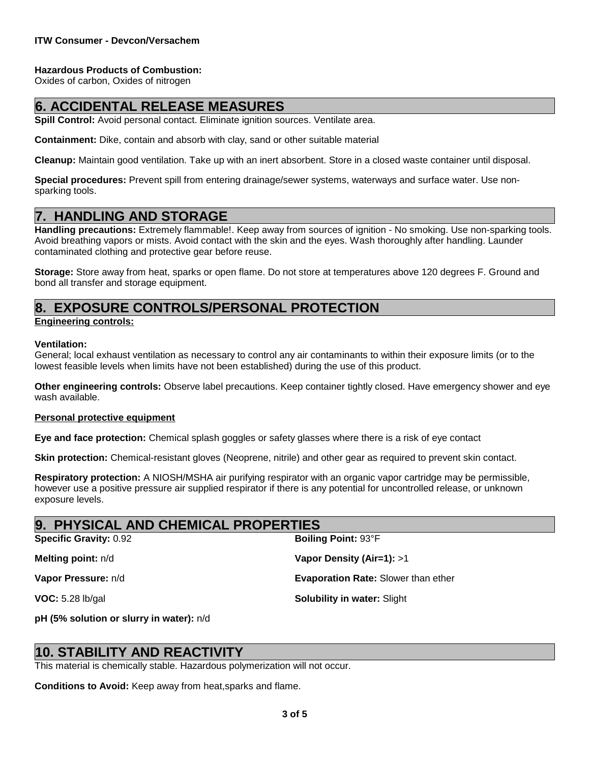**Hazardous Products of Combustion:**
Oxides of carbon, Oxides of nitrogen

## 6. ACCIDENTAL RELEASE MEASURES

**Spill Control:** Avoid personal contact. Eliminate ignition sources. Ventilate area.

**Containment:** Dike, contain and absorb with clay, sand or other suitable material

**Cleanup:** Maintain good ventilation. Take up with an inert absorbent. Store in a closed waste container until disposal.

**Special procedures:** Prevent spill from entering drainage/sewer systems, waterways and surface water. Use non-sparking tools.

## 7. HANDLING AND STORAGE

**Handling precautions:** Extremely flammable!. Keep away from sources of ignition - No smoking. Use non-sparking tools. Avoid breathing vapors or mists. Avoid contact with the skin and the eyes. Wash thoroughly after handling. Launder contaminated clothing and protective gear before reuse.

**Storage:** Store away from heat, sparks or open flame. Do not store at temperatures above 120 degrees F. Ground and bond all transfer and storage equipment.

## 8. EXPOSURE CONTROLS/PERSONAL PROTECTION

**Engineering controls:**

**Ventilation:**
General; local exhaust ventilation as necessary to control any air contaminants to within their exposure limits (or to the lowest feasible levels when limits have not been established) during the use of this product.

**Other engineering controls:** Observe label precautions. Keep container tightly closed. Have emergency shower and eye wash available.

**Personal protective equipment**

**Eye and face protection:** Chemical splash goggles or safety glasses where there is a risk of eye contact

**Skin protection:** Chemical-resistant gloves (Neoprene, nitrile) and other gear as required to prevent skin contact.

**Respiratory protection:** A NIOSH/MSHA air purifying respirator with an organic vapor cartridge may be permissible, however use a positive pressure air supplied respirator if there is any potential for uncontrolled release, or unknown exposure levels.

## 9. PHYSICAL AND CHEMICAL PROPERTIES

**Specific Gravity:** 0.92

**Boiling Point:** 93°F

**Melting point:** n/d

**Vapor Density (Air=1):** >1

**Vapor Pressure:** n/d

**Evaporation Rate:** Slower than ether

**VOC:** 5.28 lb/gal

**Solubility in water:** Slight

**pH (5% solution or slurry in water):** n/d

## 10. STABILITY AND REACTIVITY

This material is chemically stable. Hazardous polymerization will not occur.

**Conditions to Avoid:** Keep away from heat,sparks and flame.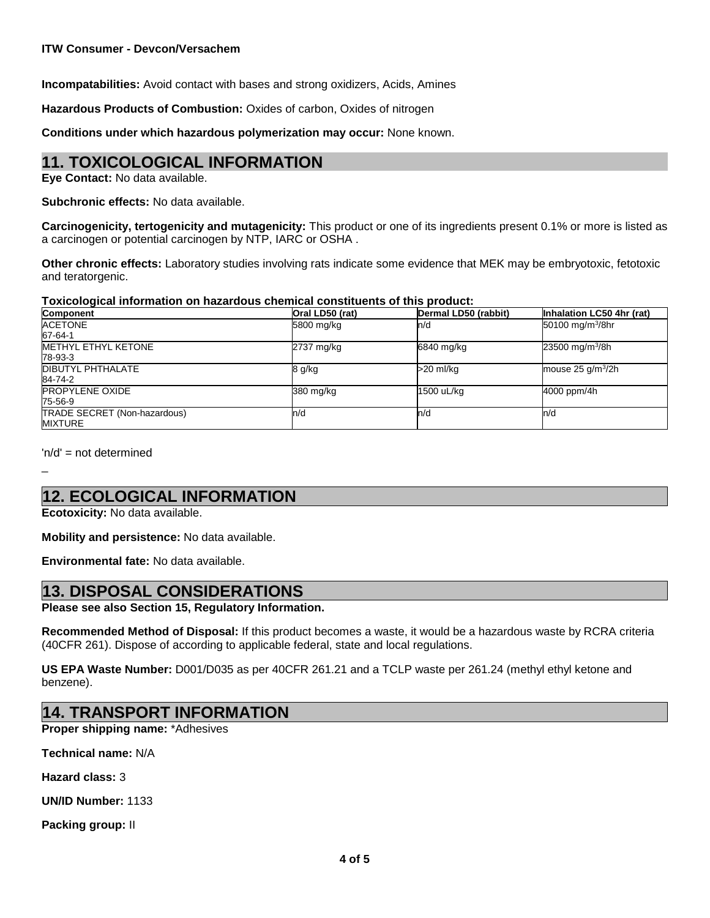**Incompatabilities:** Avoid contact with bases and strong oxidizers, Acids, Amines

**Hazardous Products of Combustion:** Oxides of carbon, Oxides of nitrogen

**Conditions under which hazardous polymerization may occur:** None known.

## 11. TOXICOLOGICAL INFORMATION

**Eye Contact:** No data available.

**Subchronic effects:** No data available.

**Carcinogenicity, tertogenicity and mutagenicity:** This product or one of its ingredients present 0.1% or more is listed as a carcinogen or potential carcinogen by NTP, IARC or OSHA .

**Other chronic effects:** Laboratory studies involving rats indicate some evidence that MEK may be embryotoxic, fetotoxic and teratorgenic.

**Toxicological information on hazardous chemical constituents of this product:**

| Component | Oral LD50 (rat) | Dermal LD50 (rabbit) | Inhalation LC50 4hr (rat) |
|---|---|---|---|
| ACETONE<br>67-64-1 | 5800 mg/kg | n/d | 50100 $mg/m^3$/8hr |
| METHYL ETHYL KETONE<br>78-93-3 | 2737 mg/kg | 6840 mg/kg | 23500 $mg/m^3$/8h |
| DIBUTYL PHTHALATE<br>84-74-2 | 8 g/kg | >20 ml/kg | mouse 25 $g/m^3$/2h |
| PROPYLENE OXIDE<br>75-56-9 | 380 mg/kg | 1500 uL/kg | 4000 ppm/4h |
| TRADE SECRET (Non-hazardous)<br>MIXTURE | n/d | n/d | n/d |

'n/d' = not determined

–

## 12. ECOLOGICAL INFORMATION

**Ecotoxicity:** No data available.

**Mobility and persistence:** No data available.

**Environmental fate:** No data available.

## 13. DISPOSAL CONSIDERATIONS

**Please see also Section 15, Regulatory Information.**

**Recommended Method of Disposal:** If this product becomes a waste, it would be a hazardous waste by RCRA criteria (40CFR 261). Dispose of according to applicable federal, state and local regulations.

**US EPA Waste Number:** D001/D035 as per 40CFR 261.21 and a TCLP waste per 261.24 (methyl ethyl ketone and benzene).

## 14. TRANSPORT INFORMATION

**Proper shipping name:** *Adhesives

**Technical name:** N/A

**Hazard class:** 3

**UN/ID Number:** 1133

**Packing group:** II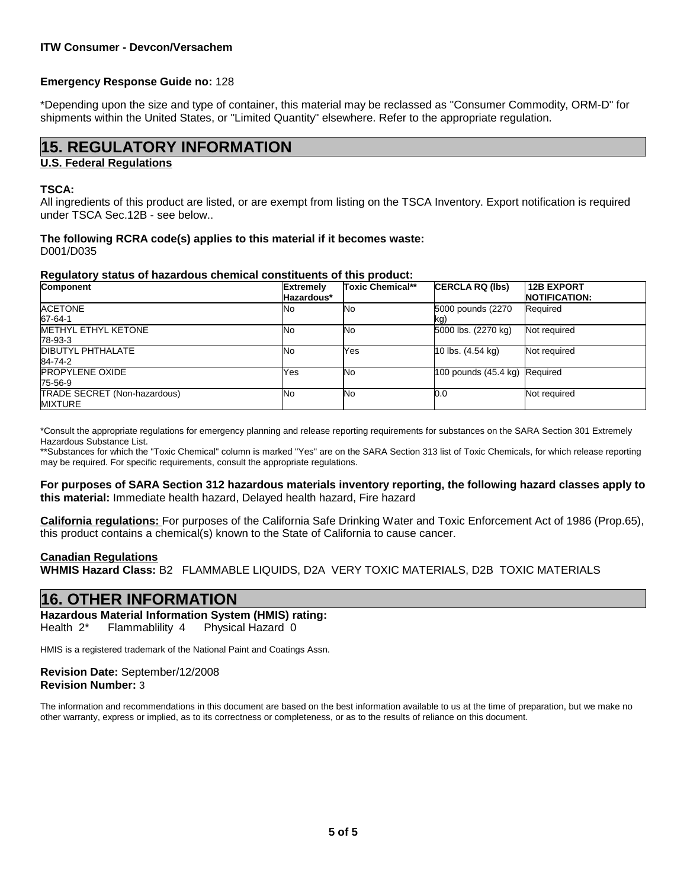**Emergency Response Guide no:** 128

*Depending upon the size and type of container, this material may be reclassed as "Consumer Commodity, ORM-D" for shipments within the United States, or "Limited Quantity" elsewhere. Refer to the appropriate regulation.

## 15. REGULATORY INFORMATION

**U.S. Federal Regulations**

**TSCA:**
All ingredients of this product are listed, or are exempt from listing on the TSCA Inventory. Export notification is required under TSCA Sec.12B - see below..

**The following RCRA code(s) applies to this material if it becomes waste:**
D001/D035

**Regulatory status of hazardous chemical constituents of this product:**

| Component | Extremely Hazardous* | Toxic Chemical** | CERCLA RQ (lbs) | 12B EXPORT NOTIFICATION: |
|---|---|---|---|---|
| ACETONE 67-64-1 | No | No | 5000 pounds (2270 kg) | Required |
| METHYL ETHYL KETONE 78-93-3 | No | No | 5000 lbs. (2270 kg) | Not required |
| DIBUTYL PHTHALATE 84-74-2 | No | Yes | 10 lbs. (4.54 kg) | Not required |
| PROPYLENE OXIDE 75-56-9 | Yes | No | 100 pounds (45.4 kg) | Required |
| TRADE SECRET (Non-hazardous) MIXTURE | No | No | 0.0 | Not required |

*Consult the appropriate regulations for emergency planning and release reporting requirements for substances on the SARA Section 301 Extremely Hazardous Substance List.
**Substances for which the "Toxic Chemical" column is marked "Yes" are on the SARA Section 313 list of Toxic Chemicals, for which release reporting may be required. For specific requirements, consult the appropriate regulations.

**For purposes of SARA Section 312 hazardous materials inventory reporting, the following hazard classes apply to this material:** Immediate health hazard, Delayed health hazard, Fire hazard

**California regulations:** For purposes of the California Safe Drinking Water and Toxic Enforcement Act of 1986 (Prop.65), this product contains a chemical(s) known to the State of California to cause cancer.

**Canadian Regulations**
**WHMIS Hazard Class:** B2 FLAMMABLE LIQUIDS, D2A VERY TOXIC MATERIALS, D2B TOXIC MATERIALS

## 16. OTHER INFORMATION

**Hazardous Material Information System (HMIS) rating:**
Health 2* Flammablility 4 Physical Hazard 0

HMIS is a registered trademark of the National Paint and Coatings Assn.

**Revision Date:** September/12/2008
**Revision Number:** 3

The information and recommendations in this document are based on the best information available to us at the time of preparation, but we make no other warranty, express or implied, as to its correctness or completeness, or as to the results of reliance on this document.